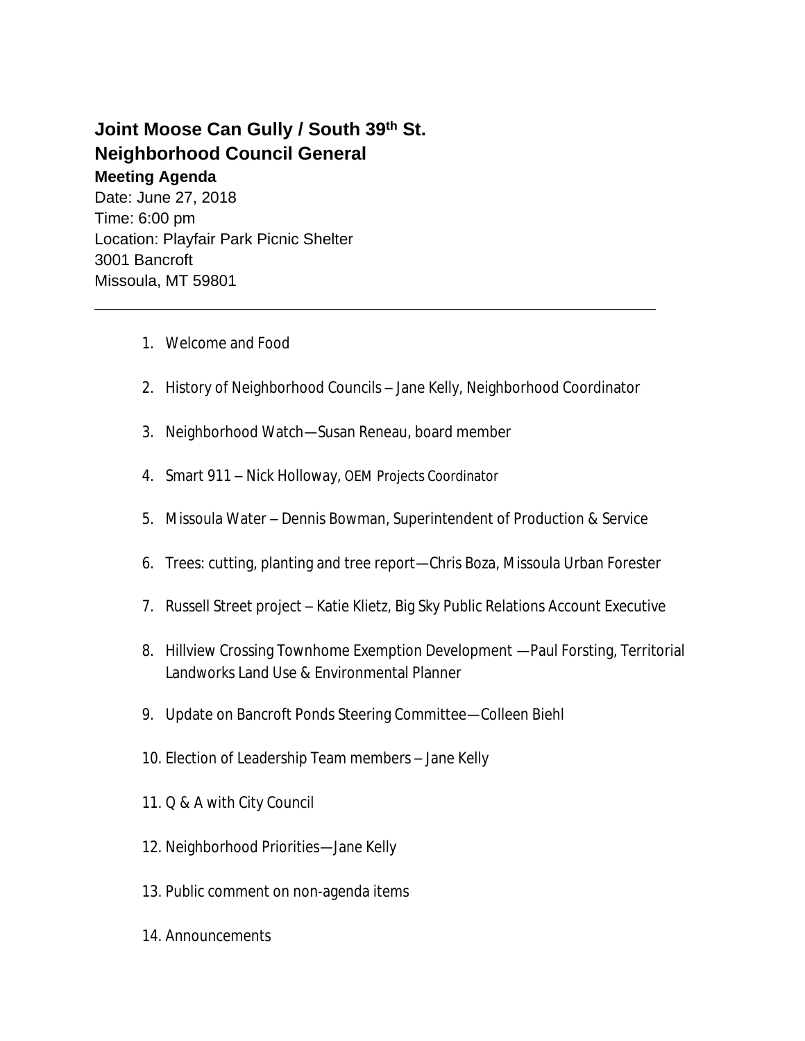# Joint Moose Can Gully / South 39th St. Neighborhood Council General

**Meeting Agenda**

Date: June 27, 2018
Time: 6:00 pm
Location: Playfair Park Picnic Shelter
3001 Bancroft
Missoula, MT 59801

---

1. Welcome and Food
2. History of Neighborhood Councils – Jane Kelly, Neighborhood Coordinator
3. Neighborhood Watch—Susan Reneau, board member
4. Smart 911 – Nick Holloway, OEM Projects Coordinator
5. Missoula Water – Dennis Bowman, Superintendent of Production & Service
6. Trees: cutting, planting and tree report—Chris Boza, Missoula Urban Forester
7. Russell Street project – Katie Klietz, Big Sky Public Relations Account Executive
8. Hillview Crossing Townhome Exemption Development —Paul Forsting, Territorial Landworks Land Use & Environmental Planner
9. Update on Bancroft Ponds Steering Committee—Colleen Biehl
10. Election of Leadership Team members – Jane Kelly
11. Q & A with City Council
12. Neighborhood Priorities—Jane Kelly
13. Public comment on non-agenda items
14. Announcements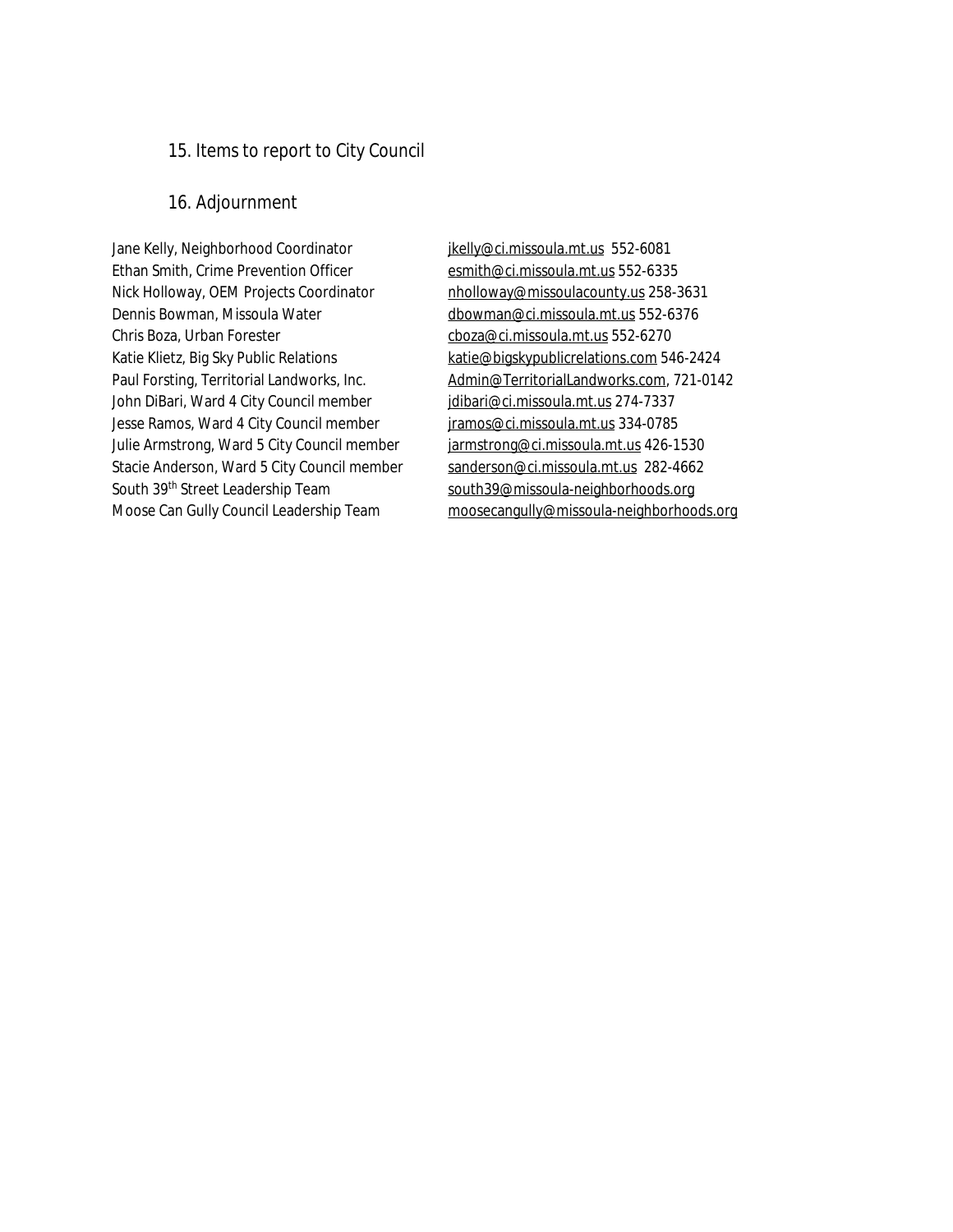15. Items to report to City Council

16. Adjournment

| | |
|---|---|
| Jane Kelly, Neighborhood Coordinator | jkelly@ci.missoula.mt.us 552-6081 |
| Ethan Smith, Crime Prevention Officer | esmith@ci.missoula.mt.us 552-6335 |
| Nick Holloway, OEM Projects Coordinator | nholloway@missoulacounty.us 258-3631 |
| Dennis Bowman, Missoula Water | dbowman@ci.missoula.mt.us 552-6376 |
| Chris Boza, Urban Forester | cboza@ci.missoula.mt.us 552-6270 |
| Katie Klietz, Big Sky Public Relations | katie@bigskypublicrelations.com 546-2424 |
| Paul Forsting, Territorial Landworks, Inc. | Admin@TerritorialLandworks.com, 721-0142 |
| John DiBari, Ward 4 City Council member | jdibari@ci.missoula.mt.us 274-7337 |
| Jesse Ramos, Ward 4 City Council member | jramos@ci.missoula.mt.us 334-0785 |
| Julie Armstrong, Ward 5 City Council member | jarmstrong@ci.missoula.mt.us 426-1530 |
| Stacie Anderson, Ward 5 City Council member | sanderson@ci.missoula.mt.us 282-4662 |
| South 39th Street Leadership Team | south39@missoula-neighborhoods.org |
| Moose Can Gully Council Leadership Team | moosecangully@missoula-neighborhoods.org |